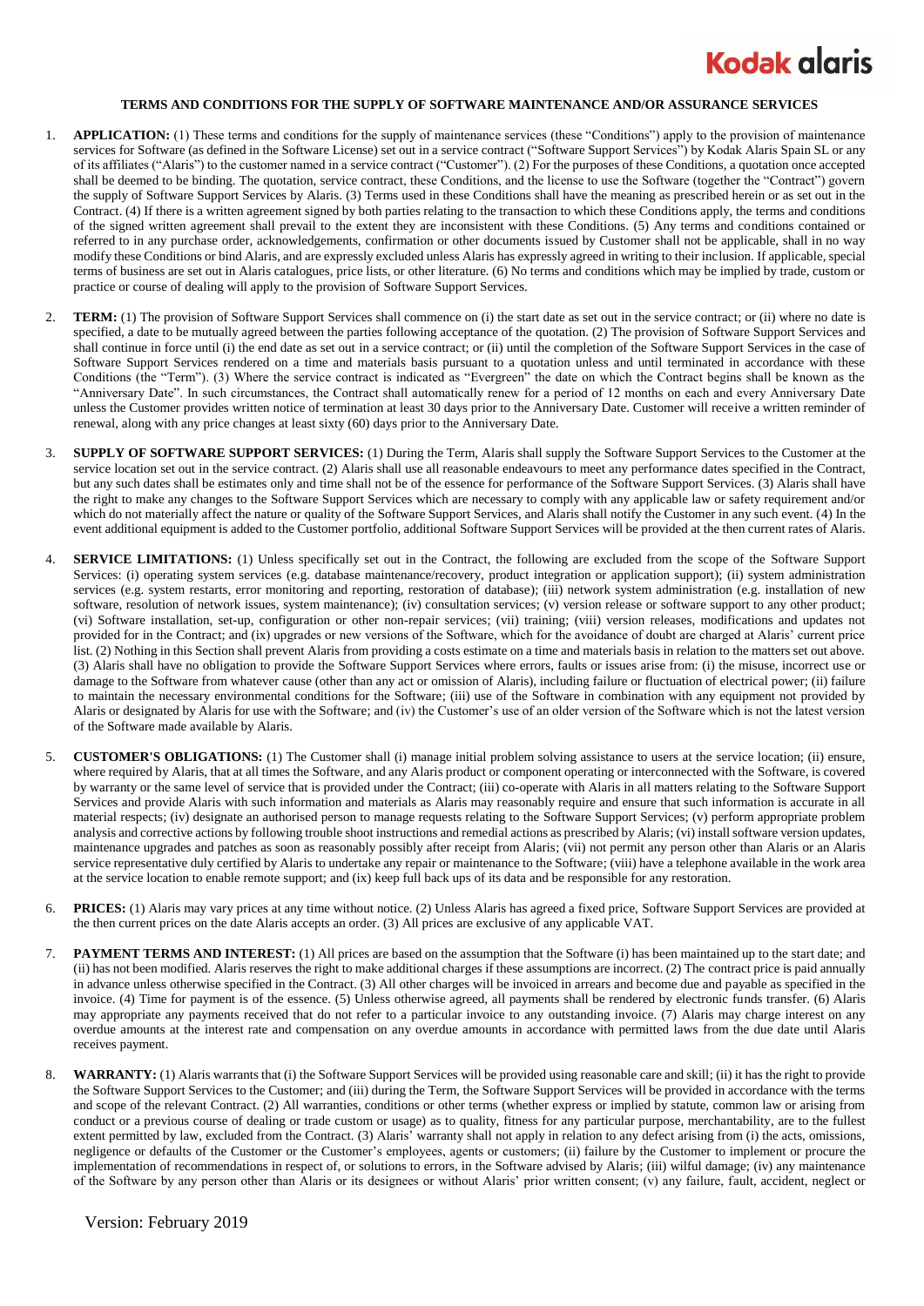# TERMS AND CONDITIONS FOR THE SUPPLY OF SOFTWARE MAINTENANCE AND/OR ASSURANCE SERVICES

1. **APPLICATION:** (1) These terms and conditions for the supply of maintenance services (these "Conditions") apply to the provision of maintenance services for Software (as defined in the Software License) set out in a service contract ("Software Support Services") by Kodak Alaris Spain SL or any of its affiliates ("Alaris") to the customer named in a service contract ("Customer"). (2) For the purposes of these Conditions, a quotation once accepted shall be deemed to be binding. The quotation, service contract, these Conditions, and the license to use the Software (together the "Contract") govern the supply of Software Support Services by Alaris. (3) Terms used in these Conditions shall have the meaning as prescribed herein or as set out in the Contract. (4) If there is a written agreement signed by both parties relating to the transaction to which these Conditions apply, the terms and conditions of the signed written agreement shall prevail to the extent they are inconsistent with these Conditions. (5) Any terms and conditions contained or referred to in any purchase order, acknowledgements, confirmation or other documents issued by Customer shall not be applicable, shall in no way modify these Conditions or bind Alaris, and are expressly excluded unless Alaris has expressly agreed in writing to their inclusion. If applicable, special terms of business are set out in Alaris catalogues, price lists, or other literature. (6) No terms and conditions which may be implied by trade, custom or practice or course of dealing will apply to the provision of Software Support Services.

2. **TERM:** (1) The provision of Software Support Services shall commence on (i) the start date as set out in the service contract; or (ii) where no date is specified, a date to be mutually agreed between the parties following acceptance of the quotation. (2) The provision of Software Support Services and shall continue in force until (i) the end date as set out in a service contract; or (ii) until the completion of the Software Support Services in the case of Software Support Services rendered on a time and materials basis pursuant to a quotation unless and until terminated in accordance with these Conditions (the "Term"). (3) Where the service contract is indicated as "Evergreen" the date on which the Contract begins shall be known as the "Anniversary Date". In such circumstances, the Contract shall automatically renew for a period of 12 months on each and every Anniversary Date unless the Customer provides written notice of termination at least 30 days prior to the Anniversary Date. Customer will receive a written reminder of renewal, along with any price changes at least sixty (60) days prior to the Anniversary Date.

3. **SUPPLY OF SOFTWARE SUPPORT SERVICES:** (1) During the Term, Alaris shall supply the Software Support Services to the Customer at the service location set out in the service contract. (2) Alaris shall use all reasonable endeavours to meet any performance dates specified in the Contract, but any such dates shall be estimates only and time shall not be of the essence for performance of the Software Support Services. (3) Alaris shall have the right to make any changes to the Software Support Services which are necessary to comply with any applicable law or safety requirement and/or which do not materially affect the nature or quality of the Software Support Services, and Alaris shall notify the Customer in any such event. (4) In the event additional equipment is added to the Customer portfolio, additional Software Support Services will be provided at the then current rates of Alaris.

4. **SERVICE LIMITATIONS:** (1) Unless specifically set out in the Contract, the following are excluded from the scope of the Software Support Services: (i) operating system services (e.g. database maintenance/recovery, product integration or application support); (ii) system administration services (e.g. system restarts, error monitoring and reporting, restoration of database); (iii) network system administration (e.g. installation of new software, resolution of network issues, system maintenance); (iv) consultation services; (v) version release or software support to any other product; (vi) Software installation, set-up, configuration or other non-repair services; (vii) training; (viii) version releases, modifications and updates not provided for in the Contract; and (ix) upgrades or new versions of the Software, which for the avoidance of doubt are charged at Alaris' current price list. (2) Nothing in this Section shall prevent Alaris from providing a costs estimate on a time and materials basis in relation to the matters set out above. (3) Alaris shall have no obligation to provide the Software Support Services where errors, faults or issues arise from: (i) the misuse, incorrect use or damage to the Software from whatever cause (other than any act or omission of Alaris), including failure or fluctuation of electrical power; (ii) failure to maintain the necessary environmental conditions for the Software; (iii) use of the Software in combination with any equipment not provided by Alaris or designated by Alaris for use with the Software; and (iv) the Customer's use of an older version of the Software which is not the latest version of the Software made available by Alaris.

5. **CUSTOMER'S OBLIGATIONS:** (1) The Customer shall (i) manage initial problem solving assistance to users at the service location; (ii) ensure, where required by Alaris, that at all times the Software, and any Alaris product or component operating or interconnected with the Software, is covered by warranty or the same level of service that is provided under the Contract; (iii) co-operate with Alaris in all matters relating to the Software Support Services and provide Alaris with such information and materials as Alaris may reasonably require and ensure that such information is accurate in all material respects; (iv) designate an authorised person to manage requests relating to the Software Support Services; (v) perform appropriate problem analysis and corrective actions by following trouble shoot instructions and remedial actions as prescribed by Alaris; (vi) install software version updates, maintenance upgrades and patches as soon as reasonably possibly after receipt from Alaris; (vii) not permit any person other than Alaris or an Alaris service representative duly certified by Alaris to undertake any repair or maintenance to the Software; (viii) have a telephone available in the work area at the service location to enable remote support; and (ix) keep full back ups of its data and be responsible for any restoration.

6. **PRICES:** (1) Alaris may vary prices at any time without notice. (2) Unless Alaris has agreed a fixed price, Software Support Services are provided at the then current prices on the date Alaris accepts an order. (3) All prices are exclusive of any applicable VAT.

7. **PAYMENT TERMS AND INTEREST:** (1) All prices are based on the assumption that the Software (i) has been maintained up to the start date; and (ii) has not been modified. Alaris reserves the right to make additional charges if these assumptions are incorrect. (2) The contract price is paid annually in advance unless otherwise specified in the Contract. (3) All other charges will be invoiced in arrears and become due and payable as specified in the invoice. (4) Time for payment is of the essence. (5) Unless otherwise agreed, all payments shall be rendered by electronic funds transfer. (6) Alaris may appropriate any payments received that do not refer to a particular invoice to any outstanding invoice. (7) Alaris may charge interest on any overdue amounts at the interest rate and compensation on any overdue amounts in accordance with permitted laws from the due date until Alaris receives payment.

8. **WARRANTY:** (1) Alaris warrants that (i) the Software Support Services will be provided using reasonable care and skill; (ii) it has the right to provide the Software Support Services to the Customer; and (iii) during the Term, the Software Support Services will be provided in accordance with the terms and scope of the relevant Contract. (2) All warranties, conditions or other terms (whether express or implied by statute, common law or arising from conduct or a previous course of dealing or trade custom or usage) as to quality, fitness for any particular purpose, merchantability, are to the fullest extent permitted by law, excluded from the Contract. (3) Alaris' warranty shall not apply in relation to any defect arising from (i) the acts, omissions, negligence or defaults of the Customer or the Customer's employees, agents or customers; (ii) failure by the Customer to implement or procure the implementation of recommendations in respect of, or solutions to errors, in the Software advised by Alaris; (iii) wilful damage; (iv) any maintenance of the Software by any person other than Alaris or its designees or without Alaris' prior written consent; (v) any failure, fault, accident, neglect or

Version: February 2019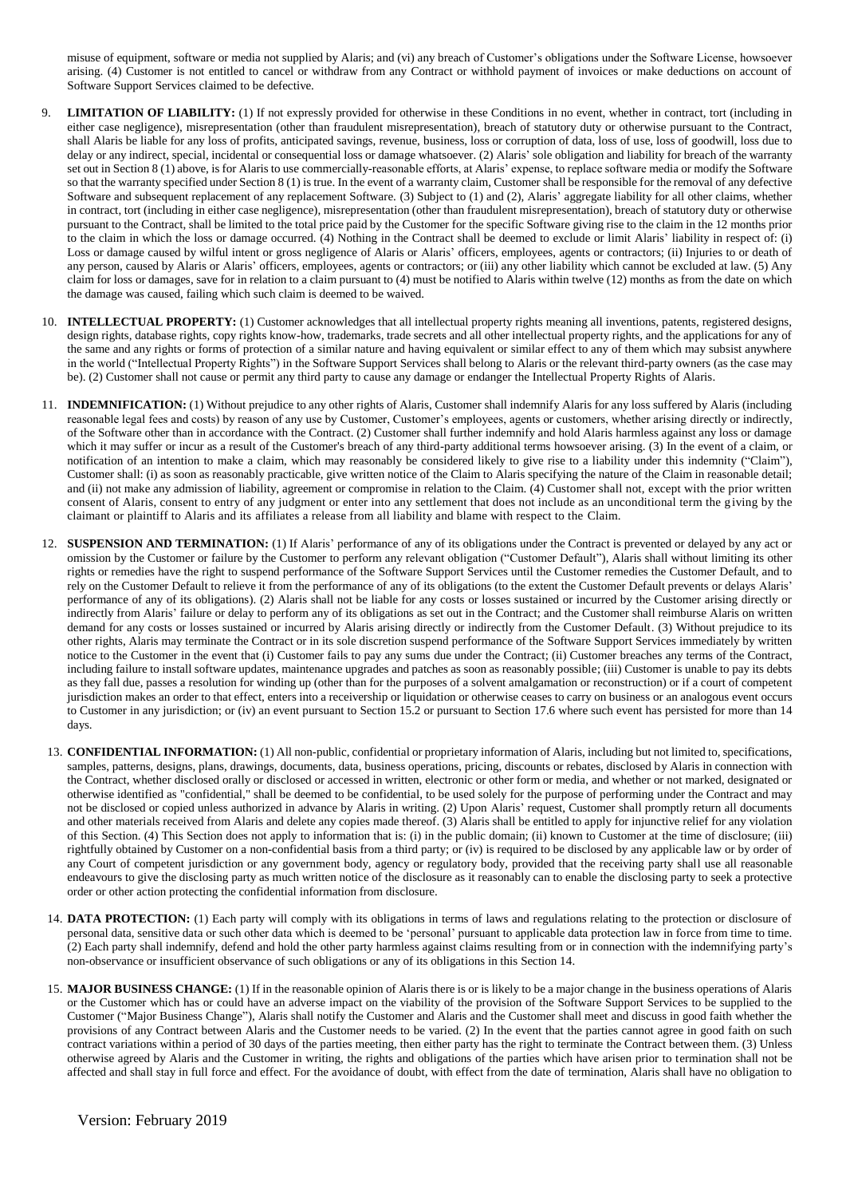misuse of equipment, software or media not supplied by Alaris; and (vi) any breach of Customer's obligations under the Software License, howsoever arising. (4) Customer is not entitled to cancel or withdraw from any Contract or withhold payment of invoices or make deductions on account of Software Support Services claimed to be defective.

9. **LIMITATION OF LIABILITY:** (1) If not expressly provided for otherwise in these Conditions in no event, whether in contract, tort (including in either case negligence), misrepresentation (other than fraudulent misrepresentation), breach of statutory duty or otherwise pursuant to the Contract, shall Alaris be liable for any loss of profits, anticipated savings, revenue, business, loss or corruption of data, loss of use, loss of goodwill, loss due to delay or any indirect, special, incidental or consequential loss or damage whatsoever. (2) Alaris' sole obligation and liability for breach of the warranty set out in Section 8 (1) above, is for Alaris to use commercially-reasonable efforts, at Alaris' expense, to replace software media or modify the Software so that the warranty specified under Section 8 (1) is true. In the event of a warranty claim, Customer shall be responsible for the removal of any defective Software and subsequent replacement of any replacement Software. (3) Subject to (1) and (2), Alaris' aggregate liability for all other claims, whether in contract, tort (including in either case negligence), misrepresentation (other than fraudulent misrepresentation), breach of statutory duty or otherwise pursuant to the Contract, shall be limited to the total price paid by the Customer for the specific Software giving rise to the claim in the 12 months prior to the claim in which the loss or damage occurred. (4) Nothing in the Contract shall be deemed to exclude or limit Alaris' liability in respect of: (i) Loss or damage caused by wilful intent or gross negligence of Alaris or Alaris' officers, employees, agents or contractors; (ii) Injuries to or death of any person, caused by Alaris or Alaris' officers, employees, agents or contractors; or (iii) any other liability which cannot be excluded at law. (5) Any claim for loss or damages, save for in relation to a claim pursuant to (4) must be notified to Alaris within twelve (12) months as from the date on which the damage was caused, failing which such claim is deemed to be waived.

10. **INTELLECTUAL PROPERTY:** (1) Customer acknowledges that all intellectual property rights meaning all inventions, patents, registered designs, design rights, database rights, copy rights know-how, trademarks, trade secrets and all other intellectual property rights, and the applications for any of the same and any rights or forms of protection of a similar nature and having equivalent or similar effect to any of them which may subsist anywhere in the world ("Intellectual Property Rights") in the Software Support Services shall belong to Alaris or the relevant third-party owners (as the case may be). (2) Customer shall not cause or permit any third party to cause any damage or endanger the Intellectual Property Rights of Alaris.

11. **INDEMNIFICATION:** (1) Without prejudice to any other rights of Alaris, Customer shall indemnify Alaris for any loss suffered by Alaris (including reasonable legal fees and costs) by reason of any use by Customer, Customer's employees, agents or customers, whether arising directly or indirectly, of the Software other than in accordance with the Contract. (2) Customer shall further indemnify and hold Alaris harmless against any loss or damage which it may suffer or incur as a result of the Customer's breach of any third-party additional terms howsoever arising. (3) In the event of a claim, or notification of an intention to make a claim, which may reasonably be considered likely to give rise to a liability under this indemnity ("Claim"), Customer shall: (i) as soon as reasonably practicable, give written notice of the Claim to Alaris specifying the nature of the Claim in reasonable detail; and (ii) not make any admission of liability, agreement or compromise in relation to the Claim. (4) Customer shall not, except with the prior written consent of Alaris, consent to entry of any judgment or enter into any settlement that does not include as an unconditional term the giving by the claimant or plaintiff to Alaris and its affiliates a release from all liability and blame with respect to the Claim.

12. **SUSPENSION AND TERMINATION:** (1) If Alaris' performance of any of its obligations under the Contract is prevented or delayed by any act or omission by the Customer or failure by the Customer to perform any relevant obligation ("Customer Default"), Alaris shall without limiting its other rights or remedies have the right to suspend performance of the Software Support Services until the Customer remedies the Customer Default, and to rely on the Customer Default to relieve it from the performance of any of its obligations (to the extent the Customer Default prevents or delays Alaris' performance of any of its obligations). (2) Alaris shall not be liable for any costs or losses sustained or incurred by the Customer arising directly or indirectly from Alaris' failure or delay to perform any of its obligations as set out in the Contract; and the Customer shall reimburse Alaris on written demand for any costs or losses sustained or incurred by Alaris arising directly or indirectly from the Customer Default. (3) Without prejudice to its other rights, Alaris may terminate the Contract or in its sole discretion suspend performance of the Software Support Services immediately by written notice to the Customer in the event that (i) Customer fails to pay any sums due under the Contract; (ii) Customer breaches any terms of the Contract, including failure to install software updates, maintenance upgrades and patches as soon as reasonably possible; (iii) Customer is unable to pay its debts as they fall due, passes a resolution for winding up (other than for the purposes of a solvent amalgamation or reconstruction) or if a court of competent jurisdiction makes an order to that effect, enters into a receivership or liquidation or otherwise ceases to carry on business or an analogous event occurs to Customer in any jurisdiction; or (iv) an event pursuant to Section 15.2 or pursuant to Section 17.6 where such event has persisted for more than 14 days.

13. **CONFIDENTIAL INFORMATION:** (1) All non-public, confidential or proprietary information of Alaris, including but not limited to, specifications, samples, patterns, designs, plans, drawings, documents, data, business operations, pricing, discounts or rebates, disclosed by Alaris in connection with the Contract, whether disclosed orally or disclosed or accessed in written, electronic or other form or media, and whether or not marked, designated or otherwise identified as "confidential," shall be deemed to be confidential, to be used solely for the purpose of performing under the Contract and may not be disclosed or copied unless authorized in advance by Alaris in writing. (2) Upon Alaris' request, Customer shall promptly return all documents and other materials received from Alaris and delete any copies made thereof. (3) Alaris shall be entitled to apply for injunctive relief for any violation of this Section. (4) This Section does not apply to information that is: (i) in the public domain; (ii) known to Customer at the time of disclosure; (iii) rightfully obtained by Customer on a non-confidential basis from a third party; or (iv) is required to be disclosed by any applicable law or by order of any Court of competent jurisdiction or any government body, agency or regulatory body, provided that the receiving party shall use all reasonable endeavours to give the disclosing party as much written notice of the disclosure as it reasonably can to enable the disclosing party to seek a protective order or other action protecting the confidential information from disclosure.

14. **DATA PROTECTION:** (1) Each party will comply with its obligations in terms of laws and regulations relating to the protection or disclosure of personal data, sensitive data or such other data which is deemed to be 'personal' pursuant to applicable data protection law in force from time to time. (2) Each party shall indemnify, defend and hold the other party harmless against claims resulting from or in connection with the indemnifying party's non-observance or insufficient observance of such obligations or any of its obligations in this Section 14.

15. **MAJOR BUSINESS CHANGE:** (1) If in the reasonable opinion of Alaris there is or is likely to be a major change in the business operations of Alaris or the Customer which has or could have an adverse impact on the viability of the provision of the Software Support Services to be supplied to the Customer ("Major Business Change"), Alaris shall notify the Customer and Alaris and the Customer shall meet and discuss in good faith whether the provisions of any Contract between Alaris and the Customer needs to be varied. (2) In the event that the parties cannot agree in good faith on such contract variations within a period of 30 days of the parties meeting, then either party has the right to terminate the Contract between them. (3) Unless otherwise agreed by Alaris and the Customer in writing, the rights and obligations of the parties which have arisen prior to termination shall not be affected and shall stay in full force and effect. For the avoidance of doubt, with effect from the date of termination, Alaris shall have no obligation to

Version: February 2019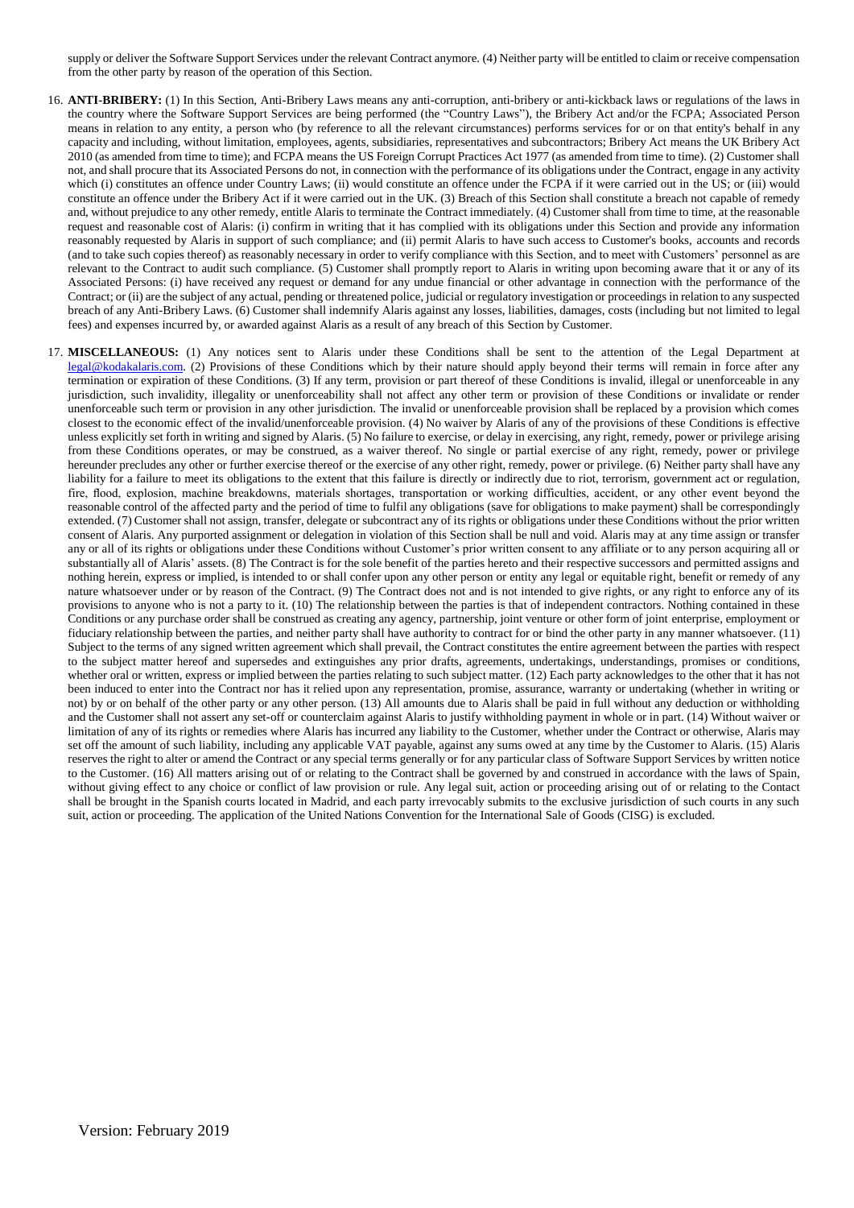supply or deliver the Software Support Services under the relevant Contract anymore. (4) Neither party will be entitled to claim or receive compensation from the other party by reason of the operation of this Section.

16. **ANTI-BRIBERY:** (1) In this Section, Anti-Bribery Laws means any anti-corruption, anti-bribery or anti-kickback laws or regulations of the laws in the country where the Software Support Services are being performed (the "Country Laws"), the Bribery Act and/or the FCPA; Associated Person means in relation to any entity, a person who (by reference to all the relevant circumstances) performs services for or on that entity's behalf in any capacity and including, without limitation, employees, agents, subsidiaries, representatives and subcontractors; Bribery Act means the UK Bribery Act 2010 (as amended from time to time); and FCPA means the US Foreign Corrupt Practices Act 1977 (as amended from time to time). (2) Customer shall not, and shall procure that its Associated Persons do not, in connection with the performance of its obligations under the Contract, engage in any activity which (i) constitutes an offence under Country Laws; (ii) would constitute an offence under the FCPA if it were carried out in the US; or (iii) would constitute an offence under the Bribery Act if it were carried out in the UK. (3) Breach of this Section shall constitute a breach not capable of remedy and, without prejudice to any other remedy, entitle Alaris to terminate the Contract immediately. (4) Customer shall from time to time, at the reasonable request and reasonable cost of Alaris: (i) confirm in writing that it has complied with its obligations under this Section and provide any information reasonably requested by Alaris in support of such compliance; and (ii) permit Alaris to have such access to Customer's books, accounts and records (and to take such copies thereof) as reasonably necessary in order to verify compliance with this Section, and to meet with Customers' personnel as are relevant to the Contract to audit such compliance. (5) Customer shall promptly report to Alaris in writing upon becoming aware that it or any of its Associated Persons: (i) have received any request or demand for any undue financial or other advantage in connection with the performance of the Contract; or (ii) are the subject of any actual, pending or threatened police, judicial or regulatory investigation or proceedings in relation to any suspected breach of any Anti-Bribery Laws. (6) Customer shall indemnify Alaris against any losses, liabilities, damages, costs (including but not limited to legal fees) and expenses incurred by, or awarded against Alaris as a result of any breach of this Section by Customer.

17. **MISCELLANEOUS:** (1) Any notices sent to Alaris under these Conditions shall be sent to the attention of the Legal Department at legal@kodakalaris.com. (2) Provisions of these Conditions which by their nature should apply beyond their terms will remain in force after any termination or expiration of these Conditions. (3) If any term, provision or part thereof of these Conditions is invalid, illegal or unenforceable in any jurisdiction, such invalidity, illegality or unenforceability shall not affect any other term or provision of these Conditions or invalidate or render unenforceable such term or provision in any other jurisdiction. The invalid or unenforceable provision shall be replaced by a provision which comes closest to the economic effect of the invalid/unenforceable provision. (4) No waiver by Alaris of any of the provisions of these Conditions is effective unless explicitly set forth in writing and signed by Alaris. (5) No failure to exercise, or delay in exercising, any right, remedy, power or privilege arising from these Conditions operates, or may be construed, as a waiver thereof. No single or partial exercise of any right, remedy, power or privilege hereunder precludes any other or further exercise thereof or the exercise of any other right, remedy, power or privilege. (6) Neither party shall have any liability for a failure to meet its obligations to the extent that this failure is directly or indirectly due to riot, terrorism, government act or regulation, fire, flood, explosion, machine breakdowns, materials shortages, transportation or working difficulties, accident, or any other event beyond the reasonable control of the affected party and the period of time to fulfil any obligations (save for obligations to make payment) shall be correspondingly extended. (7) Customer shall not assign, transfer, delegate or subcontract any of its rights or obligations under these Conditions without the prior written consent of Alaris. Any purported assignment or delegation in violation of this Section shall be null and void. Alaris may at any time assign or transfer any or all of its rights or obligations under these Conditions without Customer's prior written consent to any affiliate or to any person acquiring all or substantially all of Alaris' assets. (8) The Contract is for the sole benefit of the parties hereto and their respective successors and permitted assigns and nothing herein, express or implied, is intended to or shall confer upon any other person or entity any legal or equitable right, benefit or remedy of any nature whatsoever under or by reason of the Contract. (9) The Contract does not and is not intended to give rights, or any right to enforce any of its provisions to anyone who is not a party to it. (10) The relationship between the parties is that of independent contractors. Nothing contained in these Conditions or any purchase order shall be construed as creating any agency, partnership, joint venture or other form of joint enterprise, employment or fiduciary relationship between the parties, and neither party shall have authority to contract for or bind the other party in any manner whatsoever. (11) Subject to the terms of any signed written agreement which shall prevail, the Contract constitutes the entire agreement between the parties with respect to the subject matter hereof and supersedes and extinguishes any prior drafts, agreements, undertakings, understandings, promises or conditions, whether oral or written, express or implied between the parties relating to such subject matter. (12) Each party acknowledges to the other that it has not been induced to enter into the Contract nor has it relied upon any representation, promise, assurance, warranty or undertaking (whether in writing or not) by or on behalf of the other party or any other person. (13) All amounts due to Alaris shall be paid in full without any deduction or withholding and the Customer shall not assert any set-off or counterclaim against Alaris to justify withholding payment in whole or in part. (14) Without waiver or limitation of any of its rights or remedies where Alaris has incurred any liability to the Customer, whether under the Contract or otherwise, Alaris may set off the amount of such liability, including any applicable VAT payable, against any sums owed at any time by the Customer to Alaris. (15) Alaris reserves the right to alter or amend the Contract or any special terms generally or for any particular class of Software Support Services by written notice to the Customer. (16) All matters arising out of or relating to the Contract shall be governed by and construed in accordance with the laws of Spain, without giving effect to any choice or conflict of law provision or rule. Any legal suit, action or proceeding arising out of or relating to the Contact shall be brought in the Spanish courts located in Madrid, and each party irrevocably submits to the exclusive jurisdiction of such courts in any such suit, action or proceeding. The application of the United Nations Convention for the International Sale of Goods (CISG) is excluded.

Version: February 2019